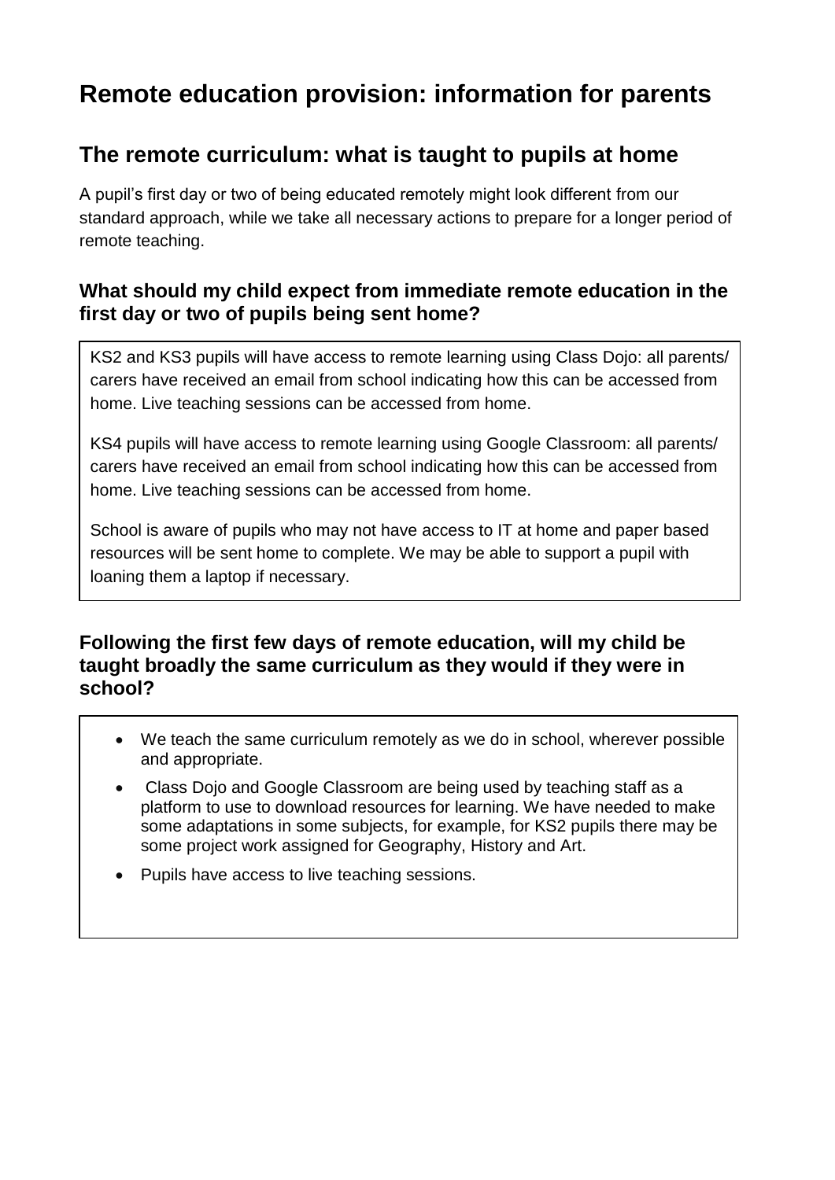# Remote education provision: information for parents

## The remote curriculum: what is taught to pupils at home

A pupil's first day or two of being educated remotely might look different from our standard approach, while we take all necessary actions to prepare for a longer period of remote teaching.

### What should my child expect from immediate remote education in the first day or two of pupils being sent home?

KS2 and KS3 pupils will have access to remote learning using Class Dojo: all parents/ carers have received an email from school indicating how this can be accessed from home. Live teaching sessions can be accessed from home.

KS4 pupils will have access to remote learning using Google Classroom: all parents/ carers have received an email from school indicating how this can be accessed from home. Live teaching sessions can be accessed from home.

School is aware of pupils who may not have access to IT at home and paper based resources will be sent home to complete. We may be able to support a pupil with loaning them a laptop if necessary.

### Following the first few days of remote education, will my child be taught broadly the same curriculum as they would if they were in school?

- We teach the same curriculum remotely as we do in school, wherever possible and appropriate.
- Class Dojo and Google Classroom are being used by teaching staff as a platform to use to download resources for learning. We have needed to make some adaptations in some subjects, for example, for KS2 pupils there may be some project work assigned for Geography, History and Art.
- Pupils have access to live teaching sessions.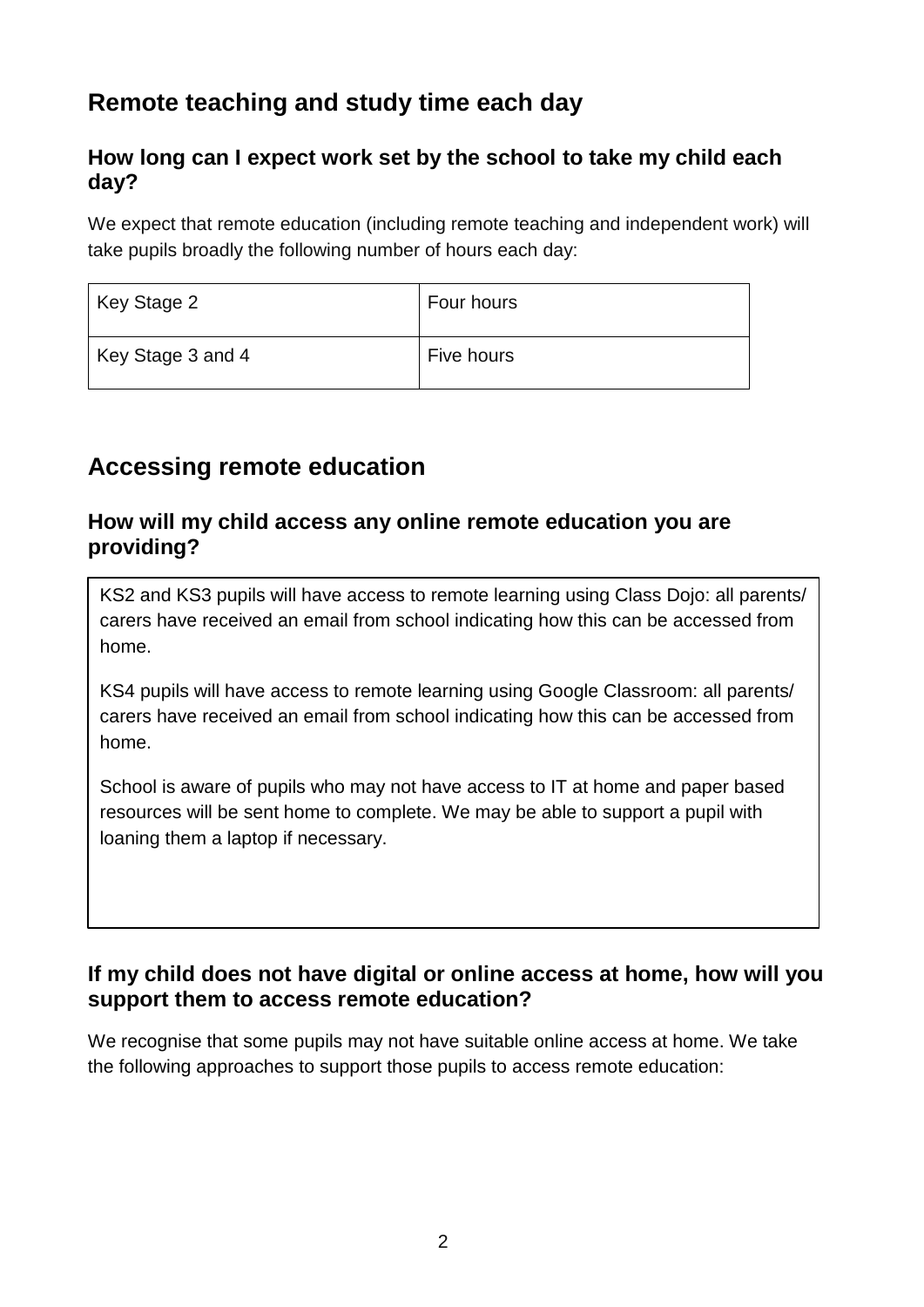## Remote teaching and study time each day

### How long can I expect work set by the school to take my child each day?

We expect that remote education (including remote teaching and independent work) will take pupils broadly the following number of hours each day:

| Key Stage 2 | Four hours |
|---|---|
| Key Stage 3 and 4 | Five hours |

## Accessing remote education

### How will my child access any online remote education you are providing?

KS2 and KS3 pupils will have access to remote learning using Class Dojo: all parents/ carers have received an email from school indicating how this can be accessed from home.

KS4 pupils will have access to remote learning using Google Classroom: all parents/ carers have received an email from school indicating how this can be accessed from home.

School is aware of pupils who may not have access to IT at home and paper based resources will be sent home to complete. We may be able to support a pupil with loaning them a laptop if necessary.

### If my child does not have digital or online access at home, how will you support them to access remote education?

We recognise that some pupils may not have suitable online access at home. We take the following approaches to support those pupils to access remote education: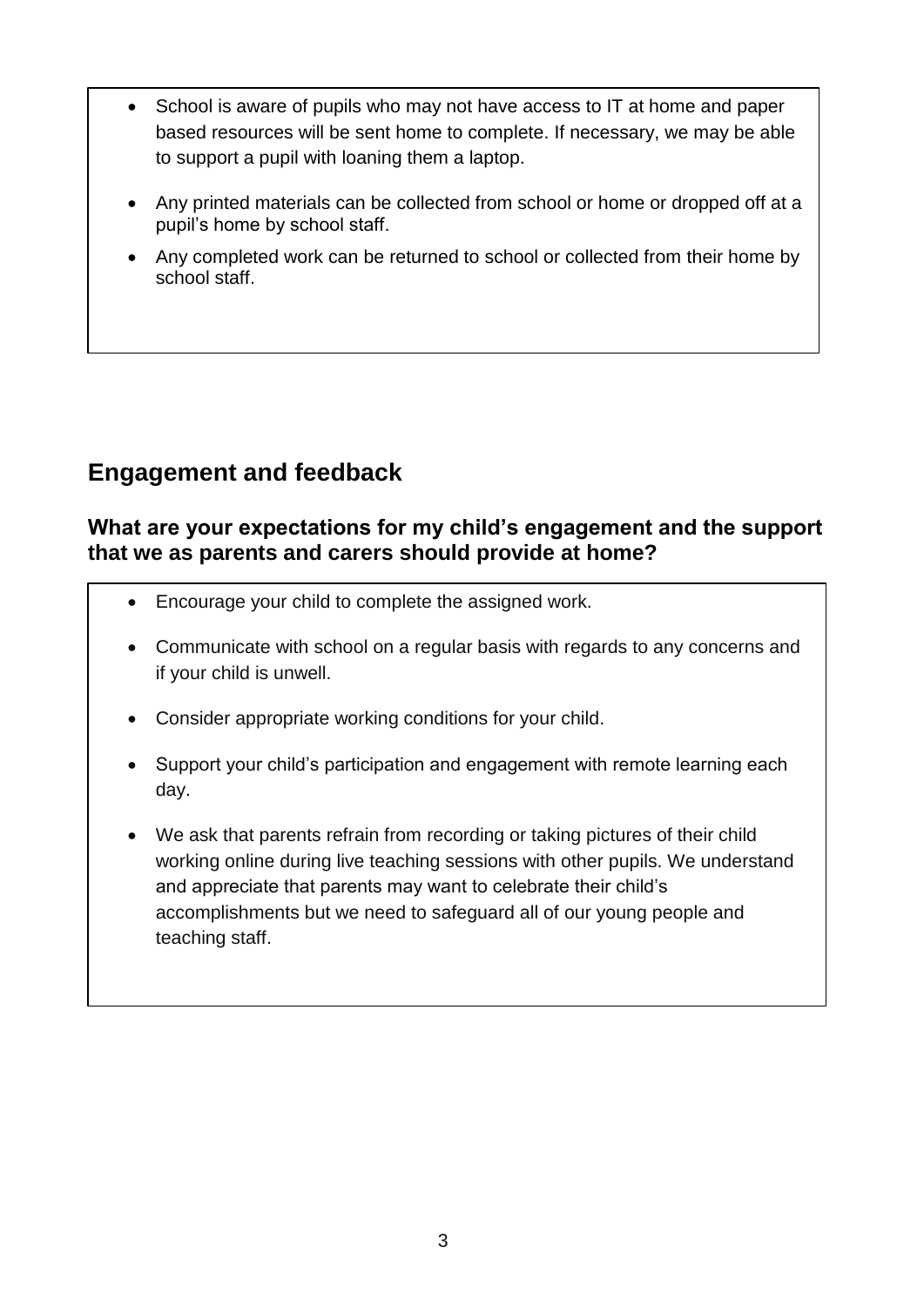- School is aware of pupils who may not have access to IT at home and paper based resources will be sent home to complete. If necessary, we may be able to support a pupil with loaning them a laptop.
- Any printed materials can be collected from school or home or dropped off at a pupil's home by school staff.
- Any completed work can be returned to school or collected from their home by school staff.

## Engagement and feedback

### What are your expectations for my child's engagement and the support that we as parents and carers should provide at home?

- Encourage your child to complete the assigned work.
- Communicate with school on a regular basis with regards to any concerns and if your child is unwell.
- Consider appropriate working conditions for your child.
- Support your child's participation and engagement with remote learning each day.
- We ask that parents refrain from recording or taking pictures of their child working online during live teaching sessions with other pupils. We understand and appreciate that parents may want to celebrate their child's accomplishments but we need to safeguard all of our young people and teaching staff.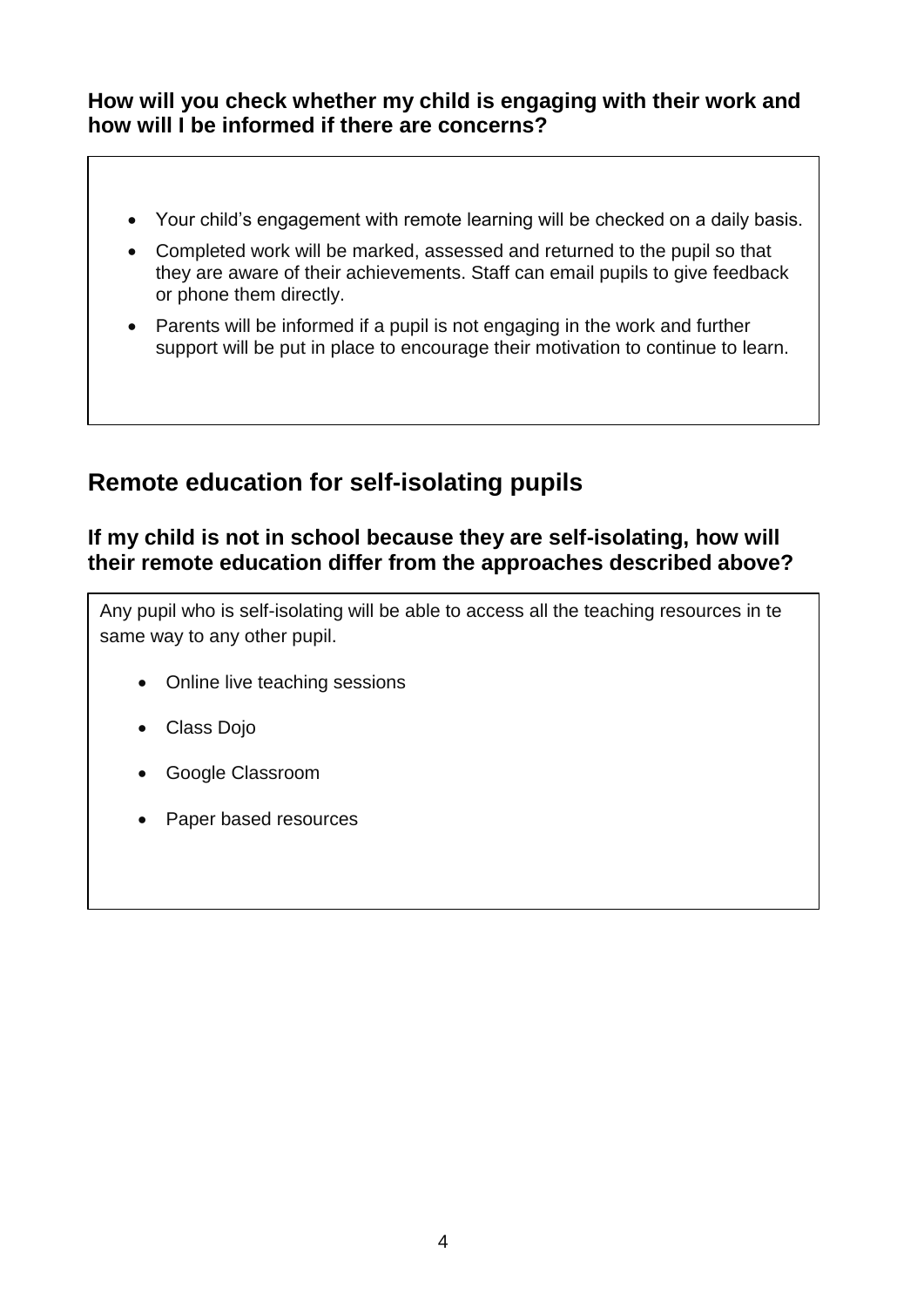### How will you check whether my child is engaging with their work and how will I be informed if there are concerns?

- Your child's engagement with remote learning will be checked on a daily basis.
- Completed work will be marked, assessed and returned to the pupil so that they are aware of their achievements. Staff can email pupils to give feedback or phone them directly.
- Parents will be informed if a pupil is not engaging in the work and further support will be put in place to encourage their motivation to continue to learn.

## Remote education for self-isolating pupils

### If my child is not in school because they are self-isolating, how will their remote education differ from the approaches described above?

Any pupil who is self-isolating will be able to access all the teaching resources in te same way to any other pupil.

- Online live teaching sessions
- Class Dojo
- Google Classroom
- Paper based resources